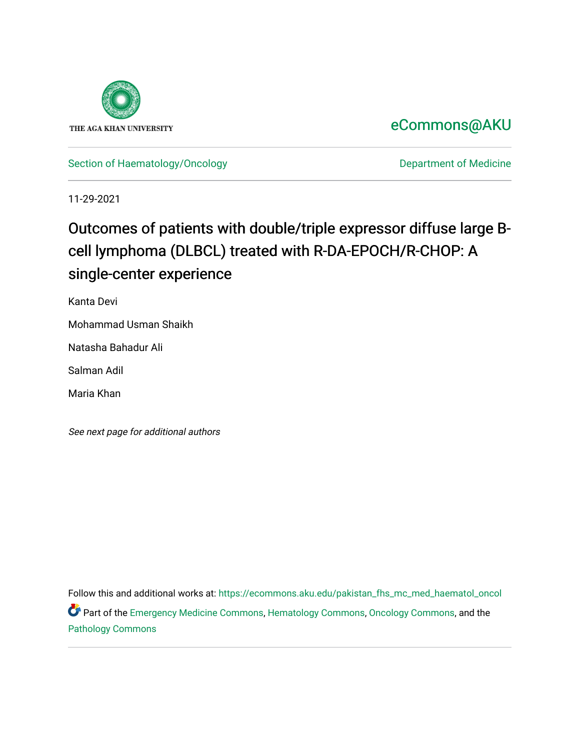THE AGA KHAN UNIVERSITY

eCommons@AKU

Section of Haematology/Oncology

Department of Medicine

11-29-2021

# Outcomes of patients with double/triple expressor diffuse large B-cell lymphoma (DLBCL) treated with R-DA-EPOCH/R-CHOP: A single-center experience

Kanta Devi

Mohammad Usman Shaikh

Natasha Bahadur Ali

Salman Adil

Maria Khan

*See next page for additional authors*

Follow this and additional works at: https://ecommons.aku.edu/pakistan_fhs_mc_med_haematol_oncol

Part of the Emergency Medicine Commons, Hematology Commons, Oncology Commons, and the Pathology Commons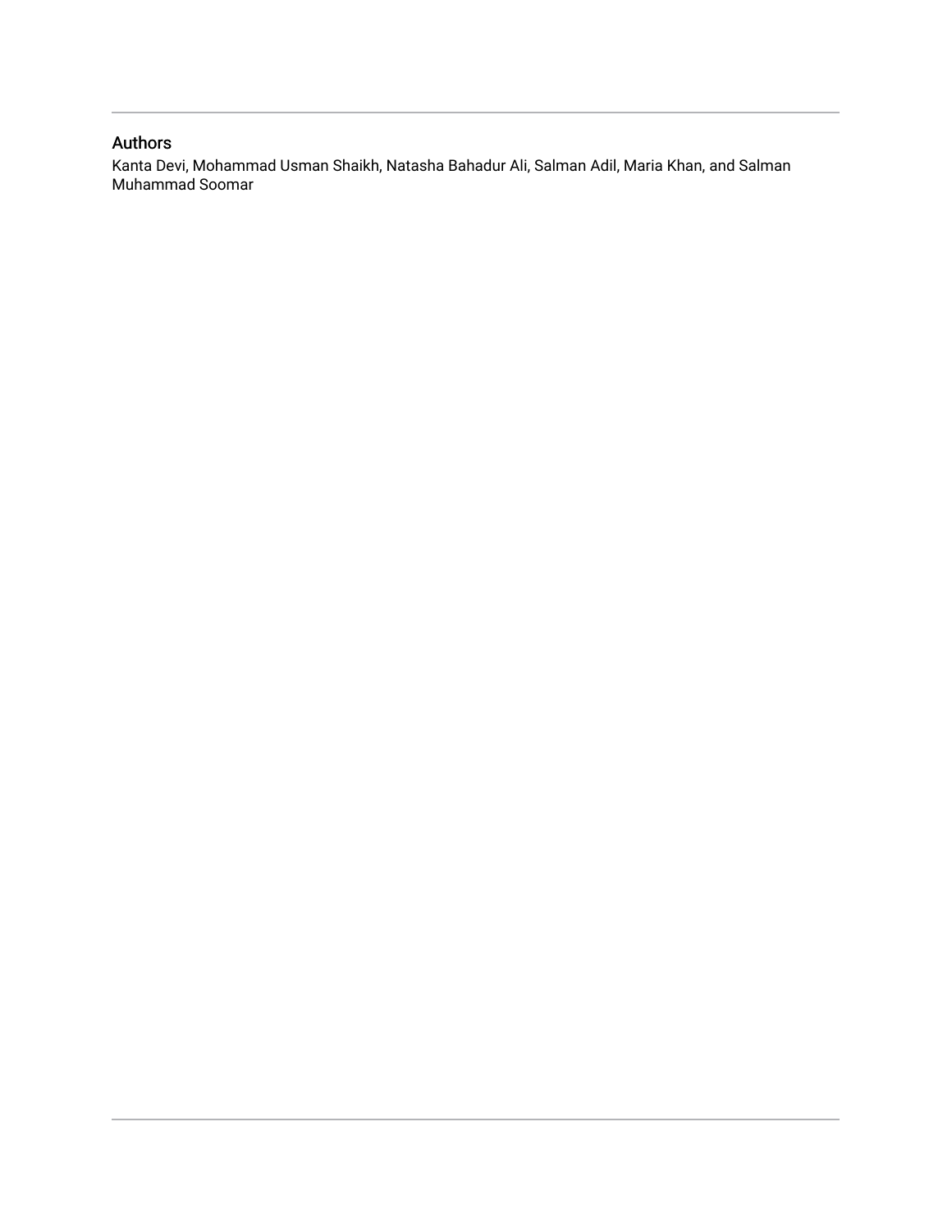## Authors

Kanta Devi, Mohammad Usman Shaikh, Natasha Bahadur Ali, Salman Adil, Maria Khan, and Salman Muhammad Soomar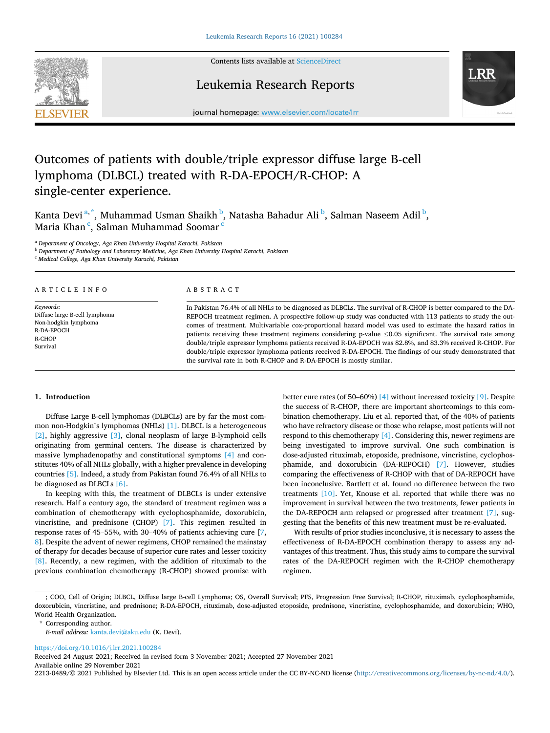# Outcomes of patients with double/triple expressor diffuse large B-cell lymphoma (DLBCL) treated with R-DA-EPOCH/R-CHOP: A single-center experience.

Kanta Devi [a,*], Muhammad Usman Shaikh [b], Natasha Bahadur Ali [b], Salman Naseem Adil [b], Maria Khan [c], Salman Muhammad Soomar [c]

[a] Department of Oncology, Aga Khan University Hospital Karachi, Pakistan
[b] Department of Pathology and Laboratory Medicine, Aga Khan University Hospital Karachi, Pakistan
[c] Medical College, Aga Khan University Karachi, Pakistan

## ARTICLE INFO

*Keywords:*
Diffuse large B-cell lymphoma
Non-hodgkin lymphoma
R-DA-EPOCH
R-CHOP
Survival

## ABSTRACT

In Pakistan 76.4% of all NHLs to be diagnosed as DLBCLs. The survival of R-CHOP is better compared to the DA-REPOCH treatment regimen. A prospective follow-up study was conducted with 113 patients to study the outcomes of treatment. Multivariable cox-proportional hazard model was used to estimate the hazard ratios in patients receiving these treatment regimens considering p-value $\leq$0.05 significant. The survival rate among double/triple expressor lymphoma patients received R-DA-EPOCH was 82.8%, and 83.3% received R-CHOP. For double/triple expressor lymphoma patients received R-DA-EPOCH. The findings of our study demonstrated that the survival rate in both R-CHOP and R-DA-EPOCH is mostly similar.

## 1. Introduction

Diffuse Large B-cell Lymphomas (DLBCLs) are by far the most common non-Hodgkin's lymphomas (NHLs) [1]. DLBCL is a heterogeneous [2], highly aggressive [3], clonal neoplasm of large B-lymphoid cells originating from germinal centers. The disease is characterized by massive lymphadenopathy and constitutional symptoms [4] and constitutes 40% of all NHLs globally, with a higher prevalence in developing countries [5]. Indeed, a study from Pakistan found 76.4% of all NHLs to be diagnosed as DLBCLs [6].

In keeping with this, the treatment of DLBCLs is under extensive research. Half a century ago, the standard of treatment regimen was a combination of chemotherapy with cyclophosphamide, doxorubicin, vincristine, and prednisone (CHOP) [7]. This regimen resulted in response rates of 45–55%, with 30–40% of patients achieving cure [7, 8]. Despite the advent of newer regimens, CHOP remained the mainstay of therapy for decades because of superior cure rates and lesser toxicity [8]. Recently, a new regimen, with the addition of rituximab to the previous combination chemotherapy (R-CHOP) showed promise with better cure rates (of 50–60%) [4] without increased toxicity [9]. Despite the success of R-CHOP, there are important shortcomings to this combination chemotherapy. Liu et al. reported that, of the 40% of patients who have refractory disease or those who relapse, most patients will not respond to this chemotherapy [4]. Considering this, newer regimens are being investigated to improve survival. One such combination is dose-adjusted rituximab, etoposide, prednisone, vincristine, cyclophosphamide, and doxorubicin (DA-REPOCH) [7]. However, studies comparing the effectiveness of R-CHOP with that of DA-REPOCH have been inconclusive. Bartlett et al. found no difference between the two treatments [10]. Yet, Knouse et al. reported that while there was no improvement in survival between the two treatments, fewer patients in the DA-REPOCH arm relapsed or progressed after treatment [7], suggesting that the benefits of this new treatment must be re-evaluated.

With results of prior studies inconclusive, it is necessary to assess the effectiveness of R-DA-EPOCH combination therapy to assess any advantages of this treatment. Thus, this study aims to compare the survival rates of the DA-REPOCH regimen with the R-CHOP chemotherapy regimen.

; COO, Cell of Origin; DLBCL, Diffuse large B-cell Lymphoma; OS, Overall Survival; PFS, Progression Free Survival; R-CHOP, rituximab, cyclophosphamide, doxorubicin, vincristine, and prednisone; R-DA-EPOCH, rituximab, dose-adjusted etoposide, prednisone, vincristine, cyclophosphamide, and doxorubicin; WHO, World Health Organization.

\* Corresponding author.
*E-mail address:* kanta.devi@aku.edu (K. Devi).

https://doi.org/10.1016/j.lrr.2021.100284
Received 24 August 2021; Received in revised form 3 November 2021; Accepted 27 November 2021
Available online 29 November 2021
2213-0489/© 2021 Published by Elsevier Ltd. This is an open access article under the CC BY-NC-ND license (http://creativecommons.org/licenses/by-nc-nd/4.0/).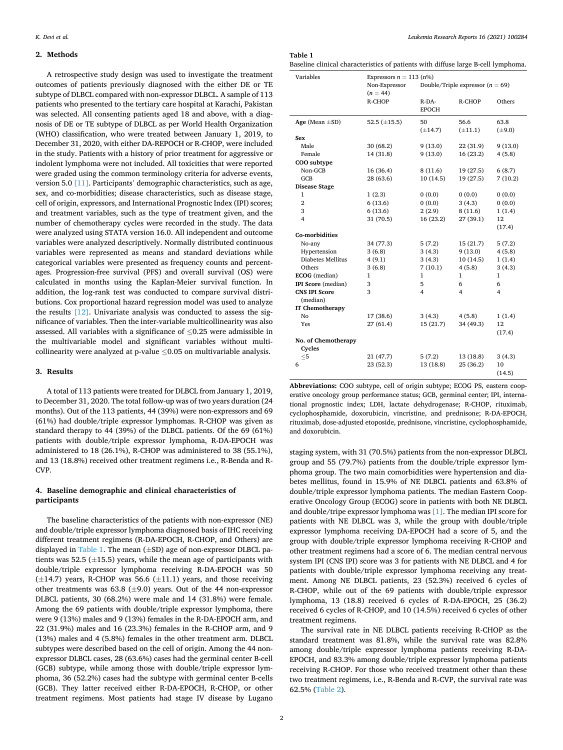## 2. Methods

A retrospective study design was used to investigate the treatment outcomes of patients previously diagnosed with the either DE or TE subtype of DLBCL compared with non-expressor DLBCL. A sample of 113 patients who presented to the tertiary care hospital at Karachi, Pakistan was selected. All consenting patients aged 18 and above, with a diagnosis of DE or TE subtype of DLBCL as per World Health Organization (WHO) classification, who were treated between January 1, 2019, to December 31, 2020, with either DA-REPOCH or R-CHOP, were included in the study. Patients with a history of prior treatment for aggressive or indolent lymphoma were not included. All toxicities that were reported were graded using the common terminology criteria for adverse events, version 5.0 [11]. Participants' demographic characteristics, such as age, sex, and co-morbidities; disease characteristics, such as disease stage, cell of origin, expressors, and International Prognostic Index (IPI) scores; and treatment variables, such as the type of treatment given, and the number of chemotherapy cycles were recorded in the study. The data were analyzed using STATA version 16.0. All independent and outcome variables were analyzed descriptively. Normally distributed continuous variables were represented as means and standard deviations while categorical variables were presented as frequency counts and percentages. Progression-free survival (PFS) and overall survival (OS) were calculated in months using the Kaplan-Meier survival function. In addition, the log-rank test was conducted to compare survival distributions. Cox proportional hazard regression model was used to analyze the results [12]. Univariate analysis was conducted to assess the significance of variables. Then the inter-variable multicollinearity was also assessed. All variables with a significance of ≤0.25 were admissible in the multivariable model and significant variables without multicollinearity were analyzed at p-value ≤0.05 on multivariable analysis.

## 3. Results

A total of 113 patients were treated for DLBCL from January 1, 2019, to December 31, 2020. The total follow-up was of two years duration (24 months). Out of the 113 patients, 44 (39%) were non-expressors and 69 (61%) had double/triple expressor lymphomas. R-CHOP was given as standard therapy to 44 (39%) of the DLBCL patients. Of the 69 (61%) patients with double/triple expressor lymphoma, R-DA-EPOCH was administered to 18 (26.1%), R-CHOP was administered to 38 (55.1%), and 13 (18.8%) received other treatment regimens i.e., R-Benda and R-CVP.

## 4. Baseline demographic and clinical characteristics of participants

The baseline characteristics of the patients with non-expressor (NE) and double/triple expressor lymphoma diagnosed basis of IHC receiving different treatment regimens (R-DA-EPOCH, R-CHOP, and Others) are displayed in Table 1. The mean (±SD) age of non-expressor DLBCL patients was 52.5 (±15.5) years, while the mean age of participants with double/triple expressor lymphoma receiving R-DA-EPOCH was 50 (±14.7) years, R-CHOP was 56.6 (±11.1) years, and those receiving other treatments was 63.8 (±9.0) years. Out of the 44 non-expressor DLBCL patients, 30 (68.2%) were male and 14 (31.8%) were female. Among the 69 patients with double/triple expressor lymphoma, there were 9 (13%) males and 9 (13%) females in the R-DA-EPOCH arm, and 22 (31.9%) males and 16 (23.3%) females in the R-CHOP arm, and 9 (13%) males and 4 (5.8%) females in the other treatment arm. DLBCL subtypes were described based on the cell of origin. Among the 44 non-expressor DLBCL cases, 28 (63.6%) cases had the germinal center B-cell (GCB) subtype, while among those with double/triple expressor lymphoma, 36 (52.2%) cases had the subtype with germinal center B-cells (GCB). They latter received either R-DA-EPOCH, R-CHOP, or other treatment regimens. Most patients had stage IV disease by Lugano staging system, with 31 (70.5%) patients from the non-expressor DLBCL group and 55 (79.7%) patients from the double/triple expressor lymphoma group. The two main comorbidities were hypertension and diabetes mellitus, found in 15.9% of NE DLBCL patients and 63.8% of double/triple expressor lymphoma patients. The median Eastern Cooperative Oncology Group (ECOG) score in patients with both NE DLBCL and double/tripe expressor lymphoma was [1]. The median IPI score for patients with NE DLBCL was 3, while the group with double/triple expressor lymphoma receiving DA-EPOCH had a score of 5, and the group with double/triple expressor lymphoma receiving R-CHOP and other treatment regimens had a score of 6. The median central nervous system IPI (CNS IPI) score was 3 for patients with NE DLBCL and 4 for patients with double/triple expressor lymphoma receiving any treatment. Among NE DLBCL patients, 23 (52.3%) received 6 cycles of R-CHOP, while out of the 69 patients with double/triple expressor lymphoma, 13 (18.8) received 6 cycles of R-DA-EPOCH, 25 (36.2) received 6 cycles of R-CHOP, and 10 (14.5%) received 6 cycles of other treatment regimens.

The survival rate in NE DLBCL patients receiving R-CHOP as the standard treatment was 81.8%, while the survival rate was 82.8% among double/triple expressor lymphoma patients receiving R-DA-EPOCH, and 83.3% among double/triple expressor lymphoma patients receiving R-CHOP. For those who received treatment other than these two treatment regimens, i.e., R-Benda and R-CVP, the survival rate was 62.5% (Table 2).

**Table 1**
Baseline clinical characteristics of patients with diffuse large B-cell lymphoma.

| Variables | Expressors $n$ = 113 (n%) | | | |
|---|---|---|---|---|
| | Non-Expressor ($n$ = 44) | Double/Triple expressor ($n$ = 69) | | |
| | R-CHOP | R-DA-EPOCH | R-CHOP | Others |
| **Age** (Mean ±SD) | 52.5 (±15.5) | 50 (±14.7) | 56.6 (±11.1) | 63.8 (±9.0) |
| **Sex** | | | | |
| Male | 30 (68.2) | 9 (13.0) | 22 (31.9) | 9 (13.0) |
| Female | 14 (31.8) | 9 (13.0) | 16 (23.2) | 4 (5.8) |
| **COO subtype** | | | | |
| Non-GCB | 16 (36.4) | 8 (11.6) | 19 (27.5) | 6 (8.7) |
| GCB | 28 (63.6) | 10 (14.5) | 19 (27.5) | 7 (10.2) |
| **Disease Stage** | | | | |
| 1 | 1 (2.3) | 0 (0.0) | 0 (0.0) | 0 (0.0) |
| 2 | 6 (13.6) | 0 (0.0) | 3 (4.3) | 0 (0.0) |
| 3 | 6 (13.6) | 2 (2.9) | 8 (11.6) | 1 (1.4) |
| 4 | 31 (70.5) | 16 (23.2) | 27 (39.1) | 12 (17.4) |
| **Co-morbidities** | | | | |
| No-any | 34 (77.3) | 5 (7.2) | 15 (21.7) | 5 (7.2) |
| Hypertension | 3 (6.8) | 3 (4.3) | 9 (13.0) | 4 (5.8) |
| Diabetes Mellitus | 4 (9.1) | 3 (4.3) | 10 (14.5) | 1 (1.4) |
| Others | 3 (6.8) | 7 (10.1) | 4 (5.8) | 3 (4.3) |
| **ECOG** (median) | 1 | 1 | 1 | 1 |
| **IPI Score** (median) | 3 | 5 | 6 | 6 |
| **CNS IPI Score** (median) | 3 | 4 | 4 | 4 |
| **IT Chemotherapy** | | | | |
| No | 17 (38.6) | 3 (4.3) | 4 (5.8) | 1 (1.4) |
| Yes | 27 (61.4) | 15 (21.7) | 34 (49.3) | 12 (17.4) |
| **No. of Chemotherapy Cycles** | | | | |
| ≤5 | 21 (47.7) | 5 (7.2) | 13 (18.8) | 3 (4.3) |
| 6 | 23 (52.3) | 13 (18.8) | 25 (36.2) | 10 (14.5) |

**Abbreviations:** COO subtype, cell of origin subtype; ECOG PS, eastern cooperative oncology group performance status; GCB, germinal center; IPI, international prognostic index; LDH, lactate dehydrogenase; R-CHOP, rituximab, cyclophosphamide, doxorubicin, vincristine, and prednisone; R-DA-EPOCH, rituximab, dose-adjusted etoposide, prednisone, vincristine, cyclophosphamide, and doxorubicin.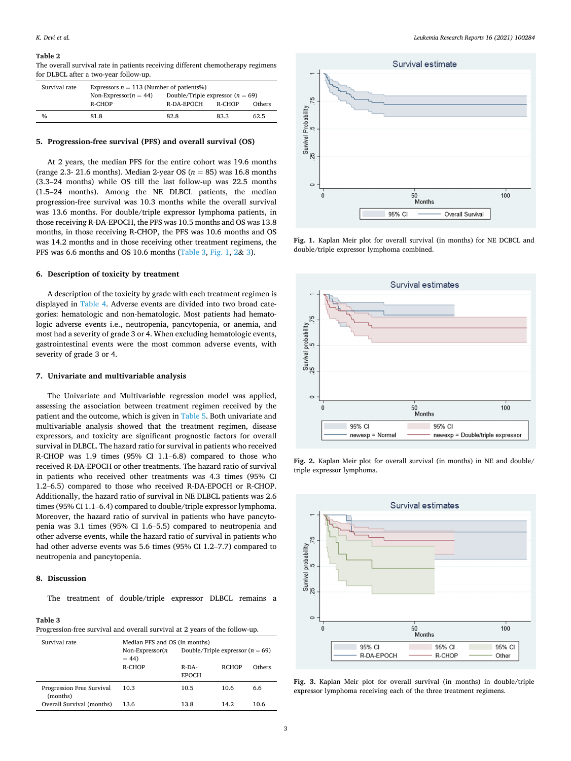**Table 2**
The overall survival rate in patients receiving different chemotherapy regimens for DLBCL after a two-year follow-up.

| Survival rate | Expressors n = 113 (Number of patients%) | | | |
|---|---|---|---|---|
| | Non-Expressor(n = 44) | Double/Triple expressor (n = 69) | | |
| | R-CHOP | R-DA-EPOCH | R-CHOP | Others |
| % | 81.8 | 82.8 | 83.3 | 62.5 |

## 5. Progression-free survival (PFS) and overall survival (OS)

At 2 years, the median PFS for the entire cohort was 19.6 months (range 2.3- 21.6 months). Median 2-year OS (n = 85) was 16.8 months (3.3–24 months) while OS till the last follow-up was 22.5 months (1.5–24 months). Among the NE DLBCL patients, the median progression-free survival was 10.3 months while the overall survival was 13.6 months. For double/triple expressor lymphoma patients, in those receiving R-DA-EPOCH, the PFS was 10.5 months and OS was 13.8 months, in those receiving R-CHOP, the PFS was 10.6 months and OS was 14.2 months and in those receiving other treatment regimens, the PFS was 6.6 months and OS 10.6 months (Table 3, Fig. 1, 2& 3).

## 6. Description of toxicity by treatment

A description of the toxicity by grade with each treatment regimen is displayed in Table 4. Adverse events are divided into two broad categories: hematologic and non-hematologic. Most patients had hematologic adverse events i.e., neutropenia, pancytopenia, or anemia, and most had a severity of grade 3 or 4. When excluding hematologic events, gastrointestinal events were the most common adverse events, with severity of grade 3 or 4.

## 7. Univariate and multivariable analysis

The Univariate and Multivariable regression model was applied, assessing the association between treatment regimen received by the patient and the outcome, which is given in Table 5. Both univariate and multivariable analysis showed that the treatment regimen, disease expressors, and toxicity are significant prognostic factors for overall survival in DLBCL. The hazard ratio for survival in patients who received R-CHOP was 1.9 times (95% CI 1.1–6.8) compared to those who received R-DA-EPOCH or other treatments. The hazard ratio of survival in patients who received other treatments was 4.3 times (95% CI 1.2–6.5) compared to those who received R-DA-EPOCH or R-CHOP. Additionally, the hazard ratio of survival in NE DLBCL patients was 2.6 times (95% CI 1.1–6.4) compared to double/triple expressor lymphoma. Moreover, the hazard ratio of survival in patients who have pancytopenia was 3.1 times (95% CI 1.6–5.5) compared to neutropenia and other adverse events, while the hazard ratio of survival in patients who had other adverse events was 5.6 times (95% CI 1.2–7.7) compared to neutropenia and pancytopenia.

## 8. Discussion

The treatment of double/triple expressor DLBCL remains a

**Table 3**
Progression-free survival and overall survival at 2 years of the follow-up.

| Survival rate | Median PFS and OS (in months) | | | |
|---|---|---|---|---|
| | Non-Expressor(n = 44) | Double/Triple expressor (n = 69) | | |
| | R-CHOP | R-DA-EPOCH | RCHOP | Others |
| Progression Free Survival (months) | 10.3 | 10.5 | 10.6 | 6.6 |
| Overall Survival (months) | 13.6 | 13.8 | 14.2 | 10.6 |

**Fig. 1.** Kaplan Meir plot for overall survival (in months) for NE DCBCL and double/triple expressor lymphoma combined.

**Fig. 2.** Kaplan Meir plot for overall survival (in months) in NE and double/triple expressor lymphoma.

**Fig. 3.** Kaplan Meir plot for overall survival (in months) in double/triple expressor lymphoma receiving each of the three treatment regimens.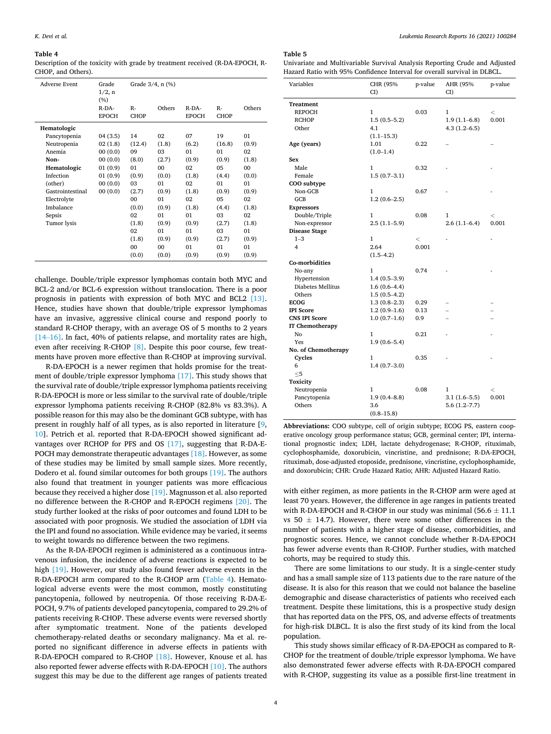**Table 4**
Description of the toxicity with grade by treatment received (R-DA-EPOCH, R-CHOP, and Others).

| Adverse Event | Grade 1/2, n (%) | Grade 3/4, n (%) | | | | |
|---|---|---|---|---|---|---|
| | R-DA-EPOCH | R-CHOP | Others | R-DA-EPOCH | R-CHOP | Others |
| **Hematologic** | | | | | | |
| Pancytopenia | 04 (3.5) | 14 (12.4) | 02 (1.8) | 07 (6.2) | 19 (16.8) | 01 (0.9) |
| Neutropenia | 02 (1.8) | 09 (8.0) | 03 (2.7) | 01 (0.9) | 01 (0.9) | 02 (1.8) |
| Anemia | 00 (0.0) | 01 (0.9) | 00 (0.0) | 02 (1.8) | 05 (4.4) | 00 (0.0) |
| **Non-Hematologic** | | | | | | |
| Infection (other) | 00 (0.0) | 03 (2.7) | 01 (0.9) | 02 (1.8) | 01 (0.9) | 01 (0.9) |
| Gastrointestinal | 01 (0.9) | 00 (0.0) | 01 (0.9) | 02 (1.8) | 05 (4.4) | 02 (1.8) |
| Electrolyte Imbalance | 01 (0.9) | 02 (1.8) | 01 (0.9) | 01 (0.9) | 03 (2.7) | 02 (1.8) |
| Sepsis | 00 (0.0) | 02 (1.8) | 01 (0.9) | 01 (0.9) | 03 (2.7) | 01 (0.9) |
| Tumor lysis | 00 (0.0) | 00 (0.0) | 00 (0.0) | 01 (0.9) | 01 (0.9) | 01 (0.9) |

challenge. Double/triple expressor lymphomas contain both MYC and BCL-2 and/or BCL-6 expression without translocation. There is a poor prognosis in patients with expression of both MYC and BCL2 [13]. Hence, studies have shown that double/triple expressor lymphomas have an invasive, aggressive clinical course and respond poorly to standard R-CHOP therapy, with an average OS of 5 months to 2 years [14–16]. In fact, 40% of patients relapse, and mortality rates are high, even after receiving R-CHOP [8]. Despite this poor course, few treatments have proven more effective than R-CHOP at improving survival.

R-DA-EPOCH is a newer regimen that holds promise for the treatment of double/triple expressor lymphoma [17]. This study shows that the survival rate of double/triple expressor lymphoma patients receiving R-DA-EPOCH is more or less similar to the survival rate of double/triple expressor lymphoma patients receiving R-CHOP (82.8% vs 83.3%). A possible reason for this may also be the dominant GCB subtype, with has present in roughly half of all types, as is also reported in literature [9, 10]. Petrich et al. reported that R-DA-EPOCH showed significant advantages over RCHOP for PFS and OS [17], suggesting that R-DA-EPOCH may demonstrate therapeutic advantages [18]. However, as some of these studies may be limited by small sample sizes. More recently, Dodero et al. found similar outcomes for both groups [19]. The authors also found that treatment in younger patients was more efficacious because they received a higher dose [19]. Magnusson et al. also reported no difference between the R-CHOP and R-EPOCH regimens [20]. The study further looked at the risks of poor outcomes and found LDH to be associated with poor prognosis. We studied the association of LDH via the IPI and found no association. While evidence may be varied, it seems to weight towards no difference between the two regimens.

As the R-DA-EPOCH regimen is administered as a continuous intravenous infusion, the incidence of adverse reactions is expected to be high [19]. However, our study also found fewer adverse events in the R-DA-EPOCH arm compared to the R-CHOP arm (Table 4). Hematological adverse events were the most common, mostly constituting pancytopenia, followed by neutropenia. Of those receiving R-DA-EPOCH, 9.7% of patients developed pancytopenia, compared to 29.2% of patients receiving R-CHOP. These adverse events were reversed shortly after symptomatic treatment. None of the patients developed chemotherapy-related deaths or secondary malignancy. Ma et al. reported no significant difference in adverse effects in patients with R-DA-EPOCH compared to R-CHOP [18]. However, Knouse et al. has also reported fewer adverse effects with R-DA-EPOCH [10]. The authors suggest this may be due to the different age ranges of patients treated with either regimen, as more patients in the R-CHOP arm were aged at least 70 years. However, the difference in age ranges in patients treated with R-DA-EPOCH and R-CHOP in our study was minimal (56.6 ± 11.1 vs 50 ± 14.7). However, there were some other differences in the number of patients with a higher stage of disease, comorbidities, and prognostic scores. Hence, we cannot conclude whether R-DA-EPOCH has fewer adverse events than R-CHOP. Further studies, with matched cohorts, may be required to study this.

**Table 5**
Univariate and Multivariable Survival Analysis Reporting Crude and Adjusted Hazard Ratio with 95% Confidence Interval for overall survival in DLBCL.

| Variables | CHR (95% CI) | p-value | AHR (95% CI) | p-value |
|---|---|---|---|---|
| **Treatment** | | | | |
| REPOCH | 1 | 0.03 | 1 | < 0.001 |
| RCHOP | 1.5 (0.5–5.2) | | 1.9 (1.1–6.8) | |
| Other | 4.1 (1.1–15.3) | | 4.3 (1.2–6.5) | |
| **Age (years)** | 1.01 (1.0–1.4) | 0.22 | – | – |
| **Sex** | | | | |
| Male | 1 | 0.32 | - | - |
| Female | 1.5 (0.7–3.1) | | | |
| **COO subtype** | | | | |
| Non-GCB | 1 | 0.67 | - | - |
| GCB | 1.2 (0.6–2.5) | | | |
| **Expressors** | | | | |
| Double/Triple | 1 | 0.08 | 1 | < 0.001 |
| Non-expressor | 2.5 (1.1–5.9) | | 2.6 (1.1–6.4) | |
| **Disease Stage** | | | | |
| 1–3 | 1 | < 0.001 | - | - |
| 4 | 2.64 (1.5–4.2) | | | |
| **Co-morbidities** | | | | |
| No-any | 1 | 0.74 | - | - |
| Hypertension | 1.4 (0.5–3.9) | | | |
| Diabetes Mellitus | 1.6 (0.6–4.4) | | | |
| Others | 1.5 (0.5–4.2) | | | |
| **ECOG** | 1.3 (0.8–2.3) | 0.29 | – | – |
| **IPI Score** | 1.2 (0.9–1.6) | 0.13 | – | – |
| **CNS IPI Score** | 1.0 (0.7–1.6) | 0.9 | – | – |
| **IT Chemotherapy** | | | | |
| No | 1 | 0.21 | - | - |
| Yes | 1.9 (0.6–5.4) | | | |
| **No. of Chemotherapy Cycles** | | | | |
| 6 | 1 | 0.35 | - | - |
| ≤5 | 1.4 (0.7–3.0) | | | |
| **Toxicity** | | | | |
| Neutropenia | 1 | 0.08 | 1 | < 0.001 |
| Pancytopenia | 1.9 (0.4–8.8) | | 3.1 (1.6–5.5) | |
| Others | 3.6 (0.8–15.8) | | 5.6 (1.2–7.7) | |

**Abbreviations:** COO subtype, cell of origin subtype; ECOG PS, eastern cooperative oncology group performance status; GCB, germinal center; IPI, international prognostic index; LDH, lactate dehydrogenase; R-CHOP, rituximab, cyclophosphamide, doxorubicin, vincristine, and prednisone; R-DA-EPOCH, rituximab, dose-adjusted etoposide, prednisone, vincristine, cyclophosphamide, and doxorubicin; CHR: Crude Hazard Ratio; AHR: Adjusted Hazard Ratio.

There are some limitations to our study. It is a single-center study and has a small sample size of 113 patients due to the rare nature of the disease. It is also for this reason that we could not balance the baseline demographic and disease characteristics of patients who received each treatment. Despite these limitations, this is a prospective study design that has reported data on the PFS, OS, and adverse effects of treatments for high-risk DLBCL. It is also the first study of its kind from the local population.

This study shows similar efficacy of R-DA-EPOCH as compared to R-CHOP for the treatment of double/triple expressor lymphoma. We have also demonstrated fewer adverse effects with R-DA-EPOCH compared with R-CHOP, suggesting its value as a possible first-line treatment in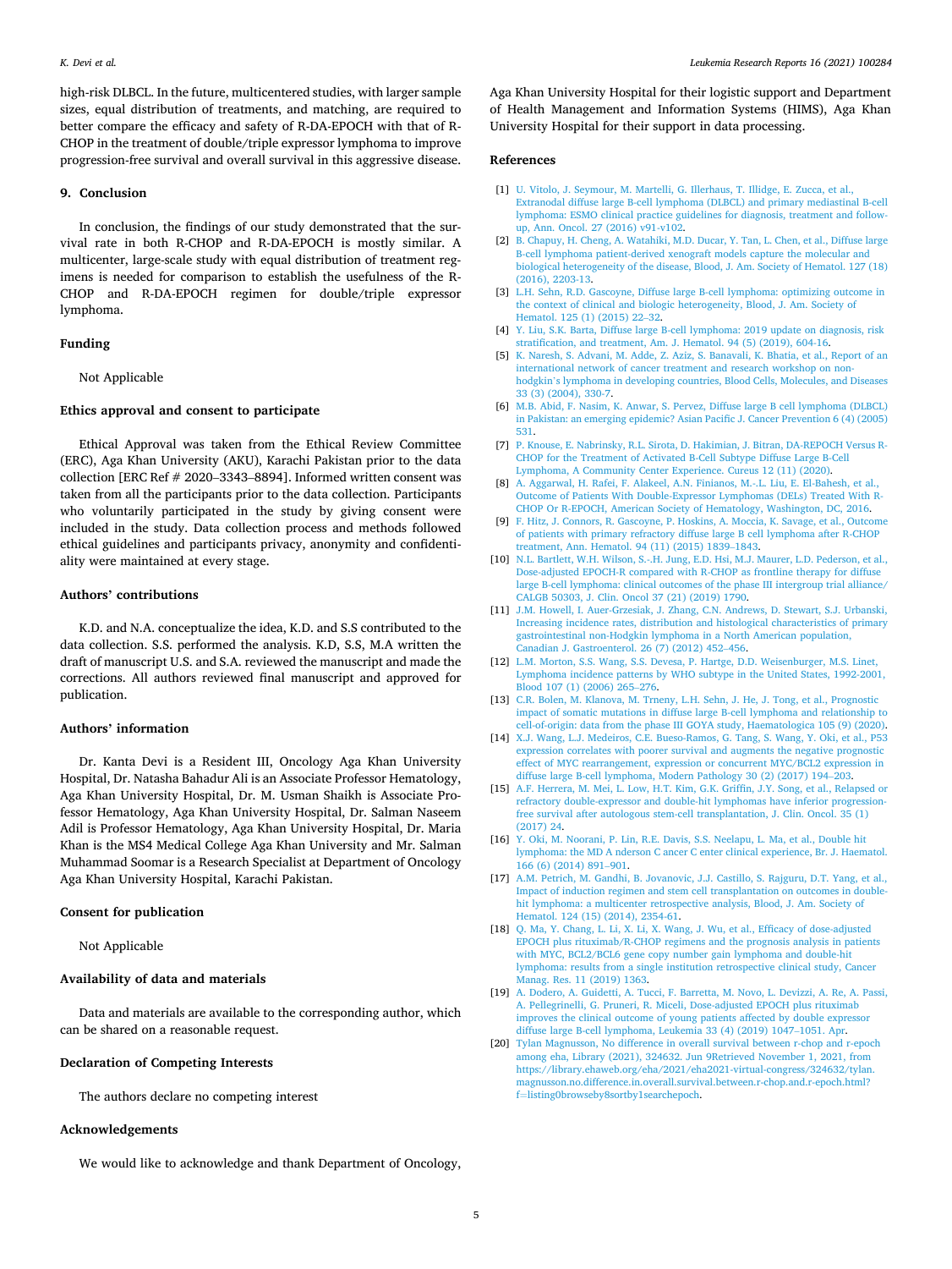high-risk DLBCL. In the future, multicentered studies, with larger sample sizes, equal distribution of treatments, and matching, are required to better compare the efficacy and safety of R-DA-EPOCH with that of R-CHOP in the treatment of double/triple expressor lymphoma to improve progression-free survival and overall survival in this aggressive disease.

## 9. Conclusion

In conclusion, the findings of our study demonstrated that the survival rate in both R-CHOP and R-DA-EPOCH is mostly similar. A multicenter, large-scale study with equal distribution of treatment regimens is needed for comparison to establish the usefulness of the R-CHOP and R-DA-EPOCH regimen for double/triple expressor lymphoma.

## Funding

Not Applicable

## Ethics approval and consent to participate

Ethical Approval was taken from the Ethical Review Committee (ERC), Aga Khan University (AKU), Karachi Pakistan prior to the data collection [ERC Ref # 2020–3343–8894]. Informed written consent was taken from all the participants prior to the data collection. Participants who voluntarily participated in the study by giving consent were included in the study. Data collection process and methods followed ethical guidelines and participants privacy, anonymity and confidentiality were maintained at every stage.

## Authors' contributions

K.D. and N.A. conceptualize the idea, K.D. and S.S contributed to the data collection. S.S. performed the analysis. K.D, S.S, M.A written the draft of manuscript U.S. and S.A. reviewed the manuscript and made the corrections. All authors reviewed final manuscript and approved for publication.

## Authors' information

Dr. Kanta Devi is a Resident III, Oncology Aga Khan University Hospital, Dr. Natasha Bahadur Ali is an Associate Professor Hematology, Aga Khan University Hospital, Dr. M. Usman Shaikh is Associate Professor Hematology, Aga Khan University Hospital, Dr. Salman Naseem Adil is Professor Hematology, Aga Khan University Hospital, Dr. Maria Khan is the MS4 Medical College Aga Khan University and Mr. Salman Muhammad Soomar is a Research Specialist at Department of Oncology Aga Khan University Hospital, Karachi Pakistan.

## Consent for publication

Not Applicable

## Availability of data and materials

Data and materials are available to the corresponding author, which can be shared on a reasonable request.

## Declaration of Competing Interests

The authors declare no competing interest

## Acknowledgements

We would like to acknowledge and thank Department of Oncology, Aga Khan University Hospital for their logistic support and Department of Health Management and Information Systems (HIMS), Aga Khan University Hospital for their support in data processing.

## References

[1] U. Vitolo, J. Seymour, M. Martelli, G. Illerhaus, T. Illidge, E. Zucca, et al., Extranodal diffuse large B-cell lymphoma (DLBCL) and primary mediastinal B-cell lymphoma: ESMO clinical practice guidelines for diagnosis, treatment and follow-up, Ann. Oncol. 27 (2016) v91-v102.

[2] B. Chapuy, H. Cheng, A. Watahiki, M.D. Ducar, Y. Tan, L. Chen, et al., Diffuse large B-cell lymphoma patient-derived xenograft models capture the molecular and biological heterogeneity of the disease, Blood, J. Am. Society of Hematol. 127 (18) (2016), 2203-13.

[3] L.H. Sehn, R.D. Gascoyne, Diffuse large B-cell lymphoma: optimizing outcome in the context of clinical and biologic heterogeneity, Blood, J. Am. Society of Hematol. 125 (1) (2015) 22–32.

[4] Y. Liu, S.K. Barta, Diffuse large B-cell lymphoma: 2019 update on diagnosis, risk stratification, and treatment, Am. J. Hematol. 94 (5) (2019), 604-16.

[5] K. Naresh, S. Advani, M. Adde, Z. Aziz, S. Banavali, K. Bhatia, et al., Report of an international network of cancer treatment and research workshop on non-hodgkin's lymphoma in developing countries, Blood Cells, Molecules, and Diseases 33 (3) (2004), 330-7.

[6] M.B. Abid, F. Nasim, K. Anwar, S. Pervez, Diffuse large B cell lymphoma (DLBCL) in Pakistan: an emerging epidemic? Asian Pacific J. Cancer Prevention 6 (4) (2005) 531.

[7] P. Knouse, E. Nabrinsky, R.L. Sirota, D. Hakimian, J. Bitran, DA-REPOCH Versus R-CHOP for the Treatment of Activated B-Cell Subtype Diffuse Large B-Cell Lymphoma, A Community Center Experience. Cureus 12 (11) (2020).

[8] A. Aggarwal, H. Rafei, F. Alakeel, A.N. Finianos, M.-L. Liu, E. El-Bahesh, et al., Outcome of Patients With Double-Expressor Lymphomas (DELs) Treated With R-CHOP Or R-EPOCH, American Society of Hematology, Washington, DC, 2016.

[9] F. Hitz, J. Connors, R. Gascoyne, P. Hoskins, A. Moccia, K. Savage, et al., Outcome of patients with primary refractory diffuse large B cell lymphoma after R-CHOP treatment, Ann. Hematol. 94 (11) (2015) 1839–1843.

[10] N.L. Bartlett, W.H. Wilson, S.-H. Jung, E.D. Hsi, M.J. Maurer, L.D. Pederson, et al., Dose-adjusted EPOCH-R compared with R-CHOP as frontline therapy for diffuse large B-cell lymphoma: clinical outcomes of the phase III intergroup trial alliance/CALGB 50303, J. Clin. Oncol 37 (21) (2019) 1790.

[11] J.M. Howell, I. Auer-Grzesiak, J. Zhang, C.N. Andrews, D. Stewart, S.J. Urbanski, Increasing incidence rates, distribution and histological characteristics of primary gastrointestinal non-Hodgkin lymphoma in a North American population, Canadian J. Gastroenterol. 26 (7) (2012) 452–456.

[12] L.M. Morton, S.S. Wang, S.S. Devesa, P. Hartge, D.D. Weisenburger, M.S. Linet, Lymphoma incidence patterns by WHO subtype in the United States, 1992-2001, Blood 107 (1) (2006) 265–276.

[13] C.R. Bolen, M. Klanova, M. Trneny, L.H. Sehn, J. He, J. Tong, et al., Prognostic impact of somatic mutations in diffuse large B-cell lymphoma and relationship to cell-of-origin: data from the phase III GOYA study, Haematologica 105 (9) (2020).

[14] X.J. Wang, L.J. Medeiros, C.E. Bueso-Ramos, G. Tang, S. Wang, Y. Oki, et al., P53 expression correlates with poorer survival and augments the negative prognostic effect of MYC rearrangement, expression or concurrent MYC/BCL2 expression in diffuse large B-cell lymphoma, Modern Pathology 30 (2) (2017) 194–203.

[15] A.F. Herrera, M. Mei, L. Low, H.T. Kim, G.K. Griffin, J.Y. Song, et al., Relapsed or refractory double-expressor and double-hit lymphomas have inferior progression-free survival after autologous stem-cell transplantation, J. Clin. Oncol. 35 (1) (2017) 24.

[16] Y. Oki, M. Noorani, P. Lin, R.E. Davis, S.S. Neelapu, L. Ma, et al., Double hit lymphoma: the MD A nderson C ancer C enter clinical experience, Br. J. Haematol. 166 (6) (2014) 891–901.

[17] A.M. Petrich, M. Gandhi, B. Jovanovic, J.J. Castillo, S. Rajguru, D.T. Yang, et al., Impact of induction regimen and stem cell transplantation on outcomes in double-hit lymphoma: a multicenter retrospective analysis, Blood, J. Am. Society of Hematol. 124 (15) (2014), 2354-61.

[18] Q. Ma, Y. Chang, L. Li, X. Li, X. Wang, J. Wu, et al., Efficacy of dose-adjusted EPOCH plus rituximab/R-CHOP regimens and the prognosis analysis in patients with MYC, BCL2/BCL6 gene copy number gain lymphoma and double-hit lymphoma: results from a single institution retrospective clinical study, Cancer Manag. Res. 11 (2019) 1363.

[19] A. Dodero, A. Guidetti, A. Tucci, F. Barretta, M. Novo, L. Devizzi, A. Re, A. Passi, A. Pellegrinelli, G. Pruneri, R. Miceli, Dose-adjusted EPOCH plus rituximab improves the clinical outcome of young patients affected by double expressor diffuse large B-cell lymphoma, Leukemia 33 (4) (2019) 1047–1051. Apr.

[20] Tylan Magnusson, No difference in overall survival between r-chop and r-epoch among eha, Library (2021), 324632. Jun 9Retrieved November 1, 2021, from https://library.ehaweb.org/eha/2021/eha2021-virtual-congress/324632/tylan.magnusson.no.difference.in.overall.survival.between.r-chop.and.r-epoch.html?f=listing0browseby8sortby1searchepoch.